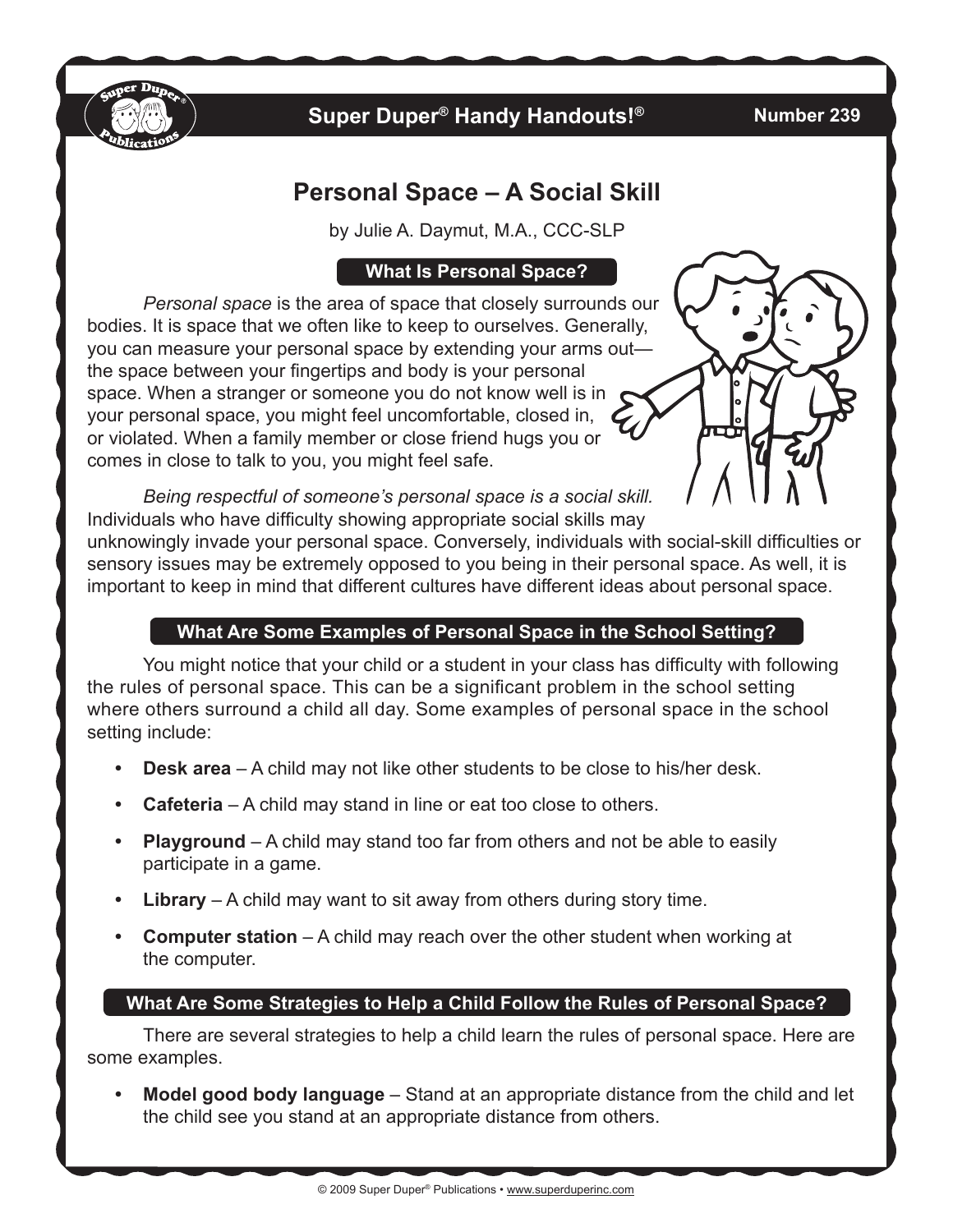# Personal Space – A Social Skill

by Julie A. Daymut, M.A., CCC-SLP

## What Is Personal Space?

*Personal space* is the area of space that closely surrounds our bodies. It is space that we often like to keep to ourselves. Generally, you can measure your personal space by extending your arms out—the space between your fingertips and body is your personal space. When a stranger or someone you do not know well is in your personal space, you might feel uncomfortable, closed in, or violated. When a family member or close friend hugs you or comes in close to talk to you, you might feel safe.

*Being respectful of someone's personal space is a social skill.* Individuals who have difficulty showing appropriate social skills may unknowingly invade your personal space. Conversely, individuals with social-skill difficulties or sensory issues may be extremely opposed to you being in their personal space. As well, it is important to keep in mind that different cultures have different ideas about personal space.

## What Are Some Examples of Personal Space in the School Setting?

You might notice that your child or a student in your class has difficulty with following the rules of personal space. This can be a significant problem in the school setting where others surround a child all day. Some examples of personal space in the school setting include:

- **Desk area** – A child may not like other students to be close to his/her desk.
- **Cafeteria** – A child may stand in line or eat too close to others.
- **Playground** – A child may stand too far from others and not be able to easily participate in a game.
- **Library** – A child may want to sit away from others during story time.
- **Computer station** – A child may reach over the other student when working at the computer.

## What Are Some Strategies to Help a Child Follow the Rules of Personal Space?

There are several strategies to help a child learn the rules of personal space. Here are some examples.

- **Model good body language** – Stand at an appropriate distance from the child and let the child see you stand at an appropriate distance from others.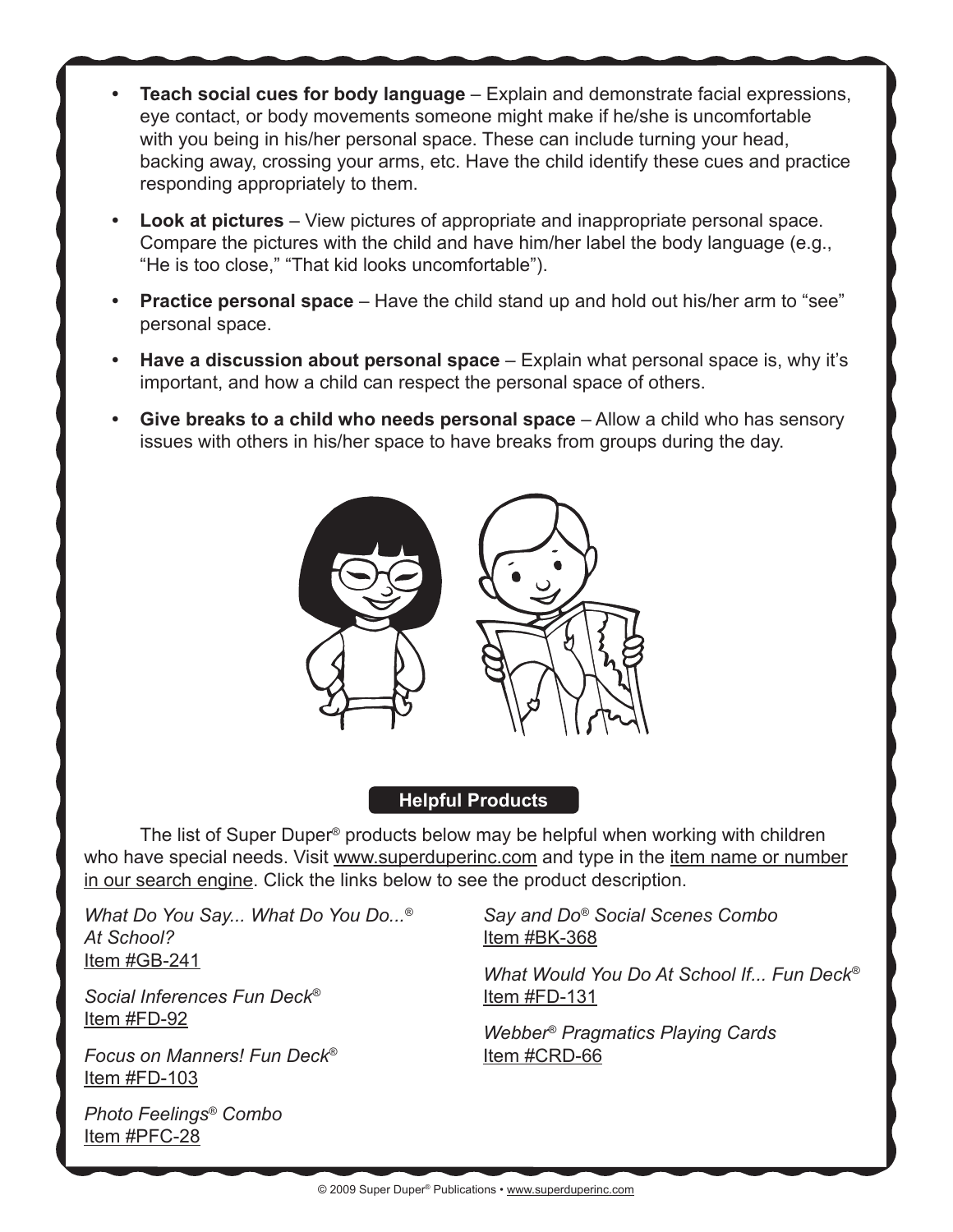- **Teach social cues for body language** – Explain and demonstrate facial expressions, eye contact, or body movements someone might make if he/she is uncomfortable with you being in his/her personal space. These can include turning your head, backing away, crossing your arms, etc. Have the child identify these cues and practice responding appropriately to them.
- **Look at pictures** – View pictures of appropriate and inappropriate personal space. Compare the pictures with the child and have him/her label the body language (e.g., "He is too close," "That kid looks uncomfortable").
- **Practice personal space** – Have the child stand up and hold out his/her arm to "see" personal space.
- **Have a discussion about personal space** – Explain what personal space is, why it's important, and how a child can respect the personal space of others.
- **Give breaks to a child who needs personal space** – Allow a child who has sensory issues with others in his/her space to have breaks from groups during the day.

## Helpful Products

The list of Super Duper® products below may be helpful when working with children who have special needs. Visit www.superduperinc.com and type in the item name or number in our search engine. Click the links below to see the product description.

*What Do You Say... What Do You Do...® At School?*
Item #GB-241

*Social Inferences Fun Deck®*
Item #FD-92

*Focus on Manners! Fun Deck®*
Item #FD-103

*Photo Feelings® Combo*
Item #PFC-28

*Say and Do® Social Scenes Combo*
Item #BK-368

*What Would You Do At School If... Fun Deck®*
Item #FD-131

*Webber® Pragmatics Playing Cards*
Item #CRD-66

© 2009 Super Duper® Publications • www.superduperinc.com